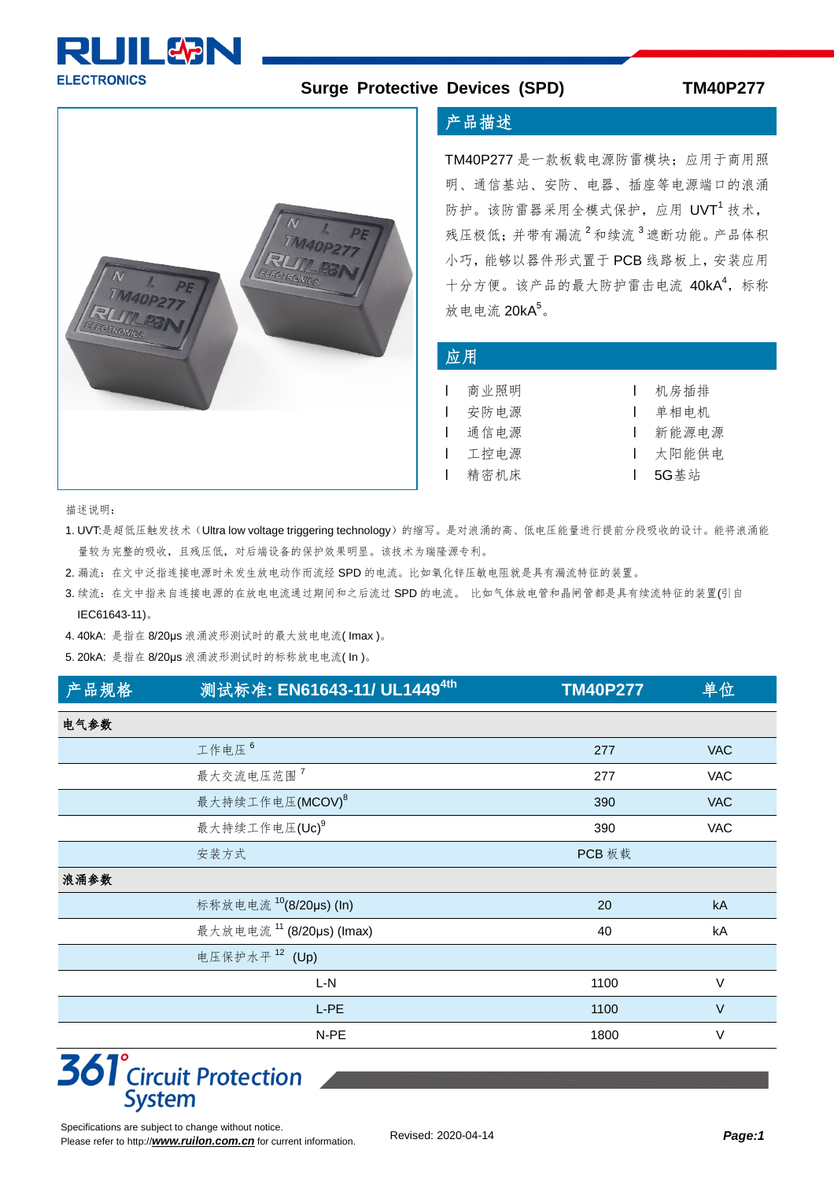# Surge Protective Devices (SPD) TM40P277

## 产品描述

TM40P277 是一款板载电源防雷模块；应用于商用照明、通信基站、安防、电器、插座等电源端口的浪涌防护。该防雷器采用全模式保护，应用 UVT[1] 技术，残压极低；并带有漏流[2]和续流[3]遮断功能。产品体积小巧，能够以器件形式置于 PCB 线路板上，安装应用十分方便。该产品的最大防护雷击电流 40kA[4]，标称放电电流 20kA[5]。

## 应用

- 商业照明
- 安防电源
- 通信电源
- 工控电源
- 精密机床
- 机房插排
- 单相电机
- 新能源电源
- 太阳能供电
- 5G基站

描述说明：

1. UVT:是超低压触发技术（Ultra low voltage triggering technology）的缩写。是对浪涌的高、低电压能量进行提前分段吸收的设计。能将浪涌能量较为完整的吸收，且残压低，对后端设备的保护效果明显。该技术为瑞隆源专利。
2. 漏流：在文中泛指连接电源时未发生放电动作而流经 SPD 的电流。比如氧化锌压敏电阻就是具有漏流特征的装置。
3. 续流：在文中指来自连接电源的在放电电流通过期间和之后流过 SPD 的电流。 比如气体放电管和晶闸管都是具有续流特征的装置(引自 IEC61643-11)。
4. 40kA: 是指在 8/20μs 浪涌波形测试时的最大放电电流( Imax )。
5. 20kA: 是指在 8/20μs 浪涌波形测试时的标称放电电流( In )。

| 产品规格 | 测试标准: EN61643-11/ UL1449 4th | TM40P277 | 单位 |
|---|---|---|---|
| **电气参数** | | | |
| | 工作电压[6] | 277 | VAC |
| | 最大交流电压范围[7] | 277 | VAC |
| | 最大持续工作电压(MCOV)[8] | 390 | VAC |
| | 最大持续工作电压(Uc)[9] | 390 | VAC |
| | 安装方式 | PCB 板载 | |
| **浪涌参数** | | | |
| | 标称放电电流[10](8/20μs) (In) | 20 | kA |
| | 最大放电电流[11] (8/20μs) (Imax) | 40 | kA |
| | 电压保护水平[12] (Up) | | |
| | L-N | 1100 | V |
| | L-PE | 1100 | V |
| | N-PE | 1800 | V |

Specifications are subject to change without notice.
Please refer to http://**www.ruilon.com.cn** for current information.

Revised: 2020-04-14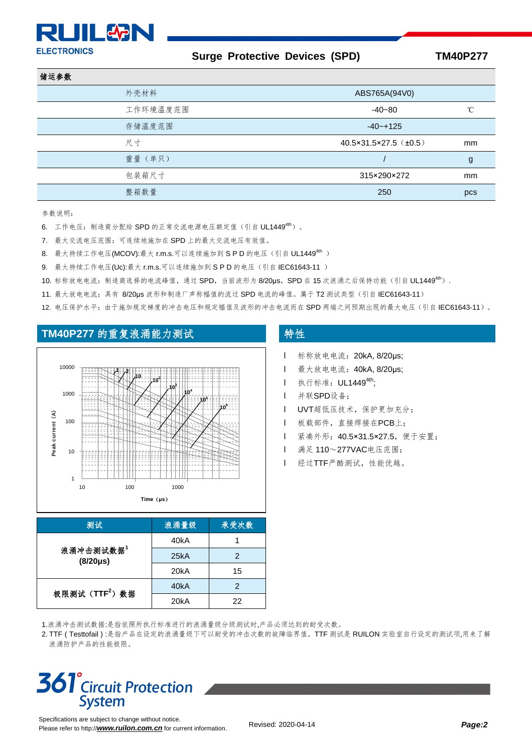## 储运参数

| 储运参数 | | |
|---|---|---|
| 外壳材料 | ABS765A(94V0) | |
| 工作环境温度范围 | -40~80 | ℃ |
| 存储温度范围 | -40~+125 | |
| 尺寸 | 40.5×31.5×27.5（±0.5） | mm |
| 重量（单只） | / | g |
| 包装箱尺寸 | 315×290×272 | mm |
| 整箱数量 | 250 | pcs |

参数说明：

6. 工作电压：制造商分配给 SPD 的正常交流电源电压额定值（引自 UL1449[4th]）。
7. 最大交流电压范围：可连续地施加在 SPD 上的最大交流电压有效值。
8. 最大持续工作电压(MCOV):最大 r.m.s.可以连续施加到 S P D 的电压（引自 UL1449[4th]）
9. 最大持续工作电压(Uc):最大 r.m.s.可以连续施加到 S P D 的电压（引自 IEC61643-11 ）
10. 标称放电电流：制造商选择的电流峰值，通过 SPD，当前波形为 8/20μs，SPD 在 15 次浪涌之后保持功能（引自 UL1449[4th]）.
11. 最大放电电流：具有 8/20μs 波形和制造厂声称幅值的流过 SPD 电流的峰值。属于 T2 测试类型（引自 IEC61643-11）
12. 电压保护水平：由于施加规定梯度的冲击电压和规定幅值及波形的冲击电流而在 SPD 两端之间预期出现的最大电压（引自 IEC61643-11）。

## TM40P277 的重复浪涌能力测试

| 测试 | 浪涌量级 | 承受次数 |
|---|---|---|
| 浪涌冲击测试数据[1] (8/20μs) | 40kA | 1 |
| | 25kA | 2 |
| | 20kA | 15 |
| 极限测试（TTF[2]）数据 | 40kA | 2 |
| | 20kA | 22 |

1.浪涌冲击测试数据:是指依照所执行标准进行的浪涌量级分级测试时,产品必须达到的耐受次数。
2. TTF ( Testtofail ) :是指产品在设定的浪涌量级下可以耐受的冲击次数的故障临界值。TTF 测试是 RUILON 实验室自行设定的测试项,用来了解浪涌防护产品的性能极限。

## 特性

- 标称放电电流：20kA, 8/20μs;
- 最大放电电流：40kA, 8/20μs;
- 执行标准：UL1449[4th];
- 并联SPD设备；
- UVT超低压技术，保护更加充分；
- 板载部件，直接焊接在PCB上；
- 紧凑外形：40.5×31.5×27.5，便于安置；
- 满足 110～277VAC电压范围；
- 经过TTF严酷测试，性能优越。

Revised: 2020-04-14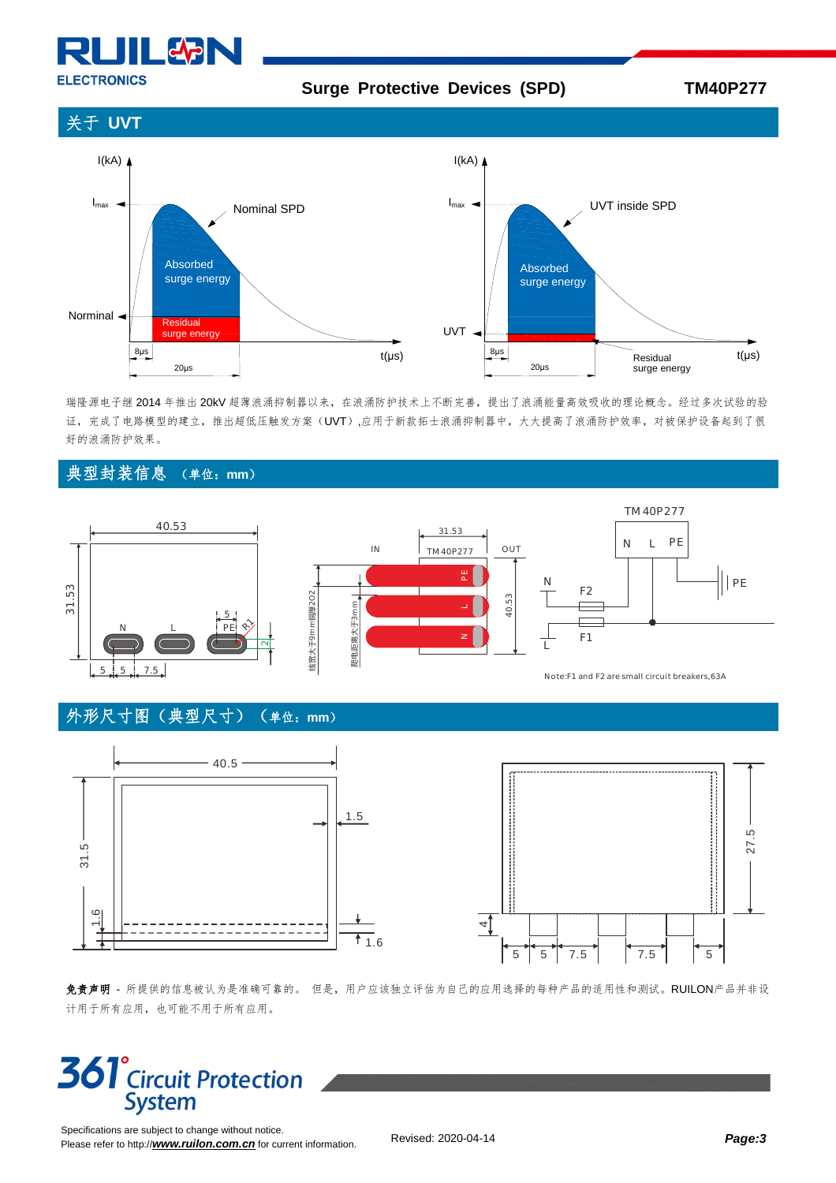## 关于 UVT

I(kA)
$I_{max}$
Nominal SPD
Absorbed surge energy
Norminal
Residual surge energy
8μs
20μs
t(μs)

I(kA)
$I_{max}$
UVT inside SPD
Absorbed surge energy
UVT
Residual surge energy
8μs
20μs
t(μs)

瑞隆源电子继 2014 年推出 20kV 超薄浪涌抑制器以来，在浪涌防护技术上不断完善，提出了浪涌能量高效吸收的理论概念。经过多次试验的验证，完成了电路模型的建立，推出超低压触发方案（UVT）,应用于新款拓士浪涌抑制器中，大大提高了浪涌防护效率，对被保护设备起到了很好的浪涌防护效果。

## 典型封装信息 （单位：mm）

40.53
31.53
N
L
PE
R1
5
2
5
5
7.5

31.53
IN
TM40P277
OUT
PE
L
N
40.53
线宽大于9mm铜厚2OZ
爬电距离大于3mm

TM40P277
N L PE
N
F2
F1
L
PE

Note:F1 and F2 are small circuit breakers,63A

## 外形尺寸图（典型尺寸）（单位：mm）

40.5
31.5
1.5
1.6
1.6

27.5
4
5
5
7.5
7.5
5

**免责声明** - 所提供的信息被认为是准确可靠的。 但是，用户应该独立评估为自己的应用选择的每种产品的适用性和测试。RUILON产品并非设计用于所有应用，也可能不用于所有应用。

361° Circuit Protection System

Specifications are subject to change without notice.
Please refer to http://**www.ruilon.com.cn** for current information.

Revised: 2020-04-14